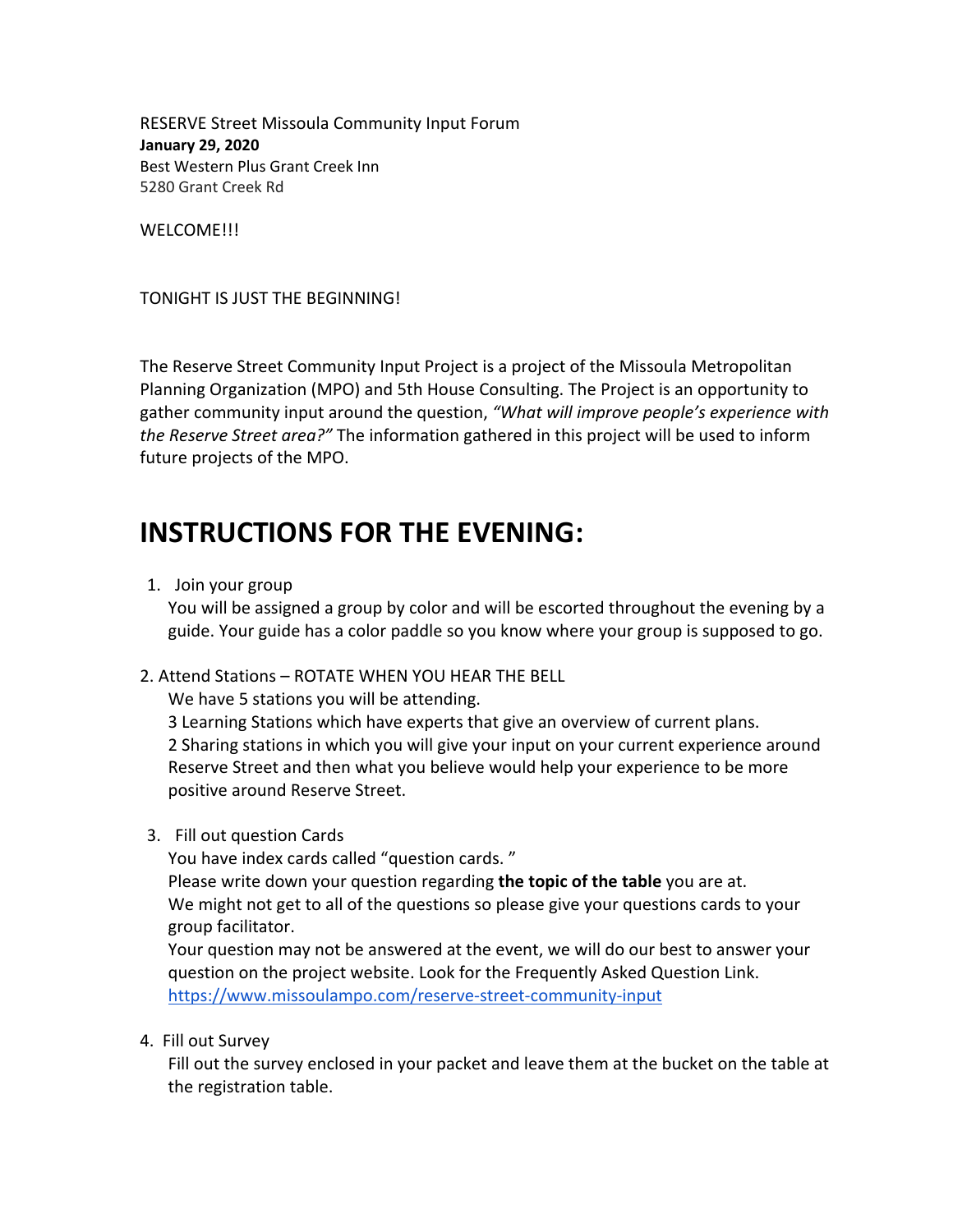RESERVE Street Missoula Community Input Forum
**January 29, 2020**
Best Western Plus Grant Creek Inn
5280 Grant Creek Rd

WELCOME!!!

TONIGHT IS JUST THE BEGINNING!

The Reserve Street Community Input Project is a project of the Missoula Metropolitan Planning Organization (MPO) and 5th House Consulting. The Project is an opportunity to gather community input around the question, *"What will improve people's experience with the Reserve Street area?"* The information gathered in this project will be used to inform future projects of the MPO.

# INSTRUCTIONS FOR THE EVENING:

1. Join your group
   You will be assigned a group by color and will be escorted throughout the evening by a guide. Your guide has a color paddle so you know where your group is supposed to go.

2. Attend Stations – ROTATE WHEN YOU HEAR THE BELL
   We have 5 stations you will be attending.
   3 Learning Stations which have experts that give an overview of current plans.
   2 Sharing stations in which you will give your input on your current experience around Reserve Street and then what you believe would help your experience to be more positive around Reserve Street.

3. Fill out question Cards
   You have index cards called "question cards. "
   Please write down your question regarding **the topic of the table** you are at.
   We might not get to all of the questions so please give your questions cards to your group facilitator.
   Your question may not be answered at the event, we will do our best to answer your question on the project website. Look for the Frequently Asked Question Link.
   https://www.missoulampo.com/reserve-street-community-input

4. Fill out Survey
   Fill out the survey enclosed in your packet and leave them at the bucket on the table at the registration table.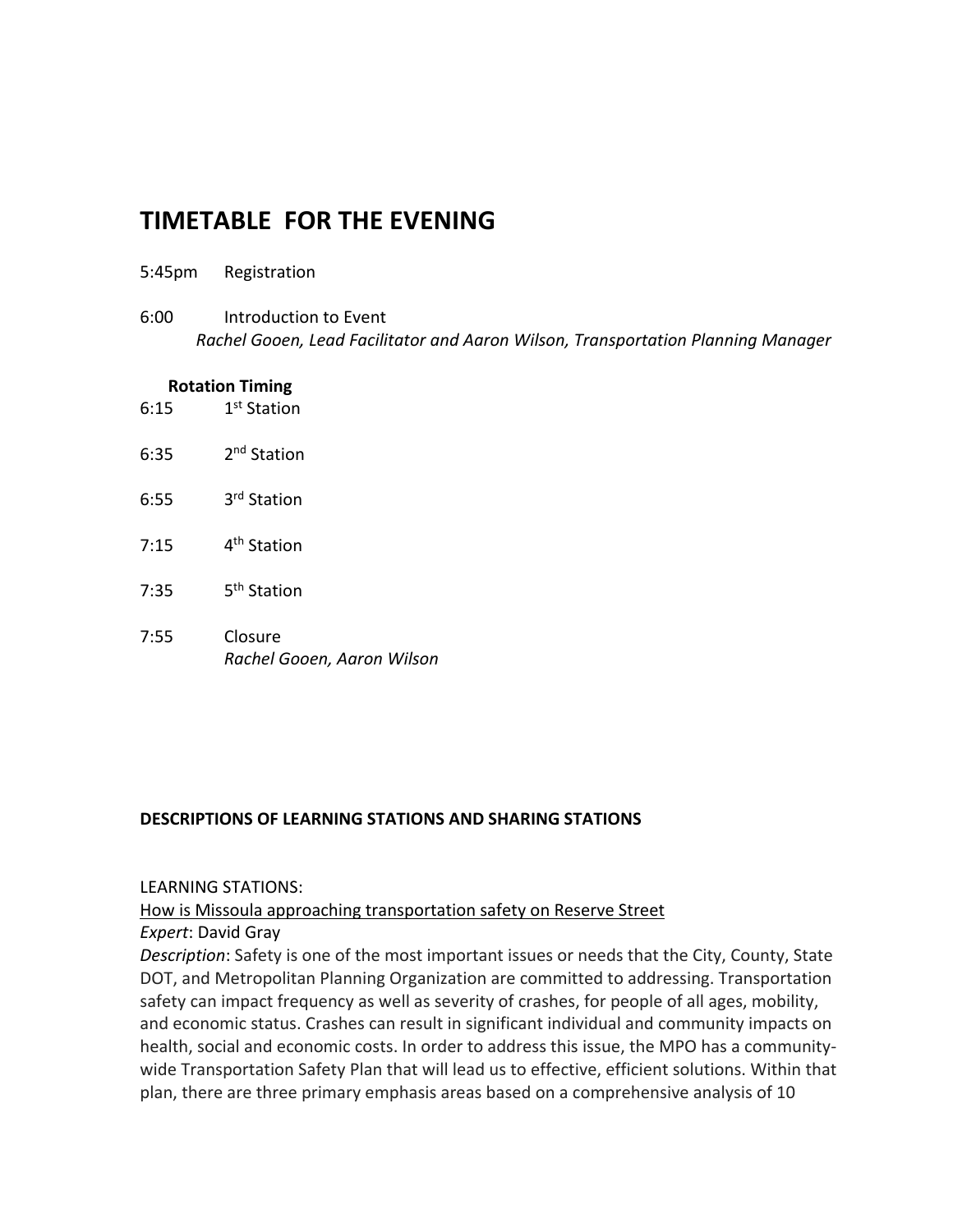## TIMETABLE FOR THE EVENING

5:45pm Registration

6:00 Introduction to Event
*Rachel Gooen, Lead Facilitator and Aaron Wilson, Transportation Planning Manager*

**Rotation Timing**

6:15 1st Station

6:35 2nd Station

6:55 3rd Station

7:15 4th Station

7:35 5th Station

7:55 Closure
*Rachel Gooen, Aaron Wilson*

**DESCRIPTIONS OF LEARNING STATIONS AND SHARING STATIONS**

LEARNING STATIONS:

How is Missoula approaching transportation safety on Reserve Street

*Expert*: David Gray

*Description*: Safety is one of the most important issues or needs that the City, County, State DOT, and Metropolitan Planning Organization are committed to addressing. Transportation safety can impact frequency as well as severity of crashes, for people of all ages, mobility, and economic status. Crashes can result in significant individual and community impacts on health, social and economic costs. In order to address this issue, the MPO has a community-wide Transportation Safety Plan that will lead us to effective, efficient solutions. Within that plan, there are three primary emphasis areas based on a comprehensive analysis of 10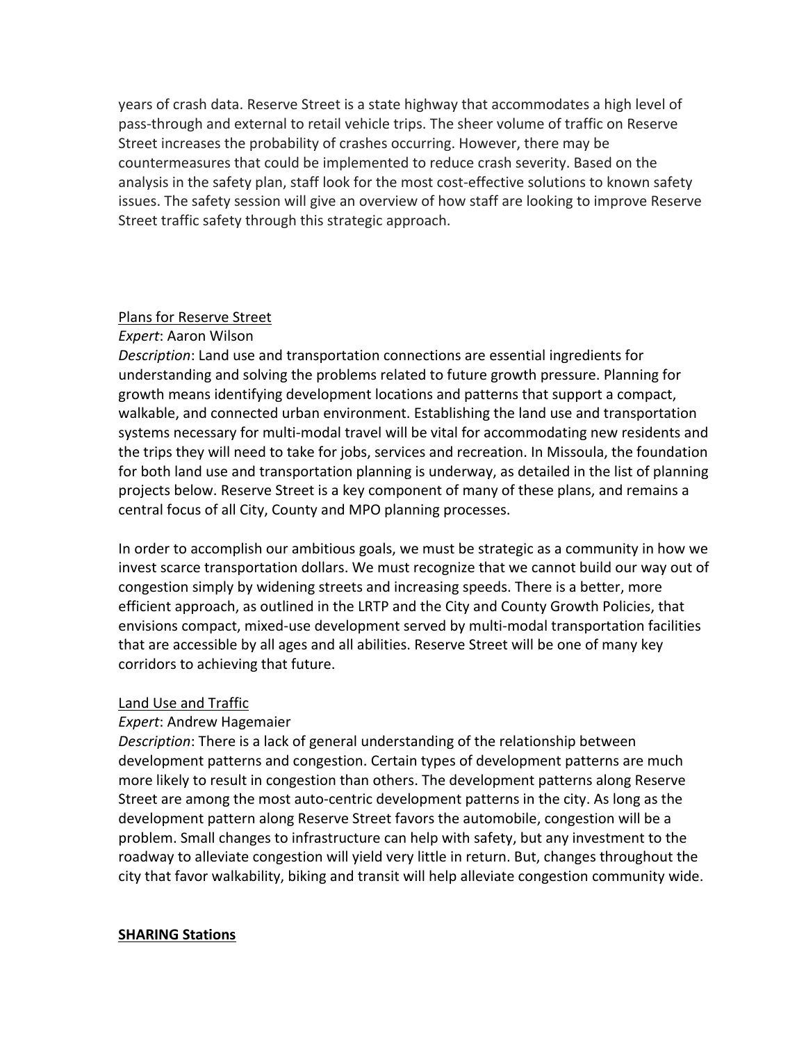years of crash data. Reserve Street is a state highway that accommodates a high level of pass-through and external to retail vehicle trips. The sheer volume of traffic on Reserve Street increases the probability of crashes occurring. However, there may be countermeasures that could be implemented to reduce crash severity. Based on the analysis in the safety plan, staff look for the most cost-effective solutions to known safety issues. The safety session will give an overview of how staff are looking to improve Reserve Street traffic safety through this strategic approach.

<u>Plans for Reserve Street</u>

*Expert*: Aaron Wilson

*Description*: Land use and transportation connections are essential ingredients for understanding and solving the problems related to future growth pressure. Planning for growth means identifying development locations and patterns that support a compact, walkable, and connected urban environment. Establishing the land use and transportation systems necessary for multi-modal travel will be vital for accommodating new residents and the trips they will need to take for jobs, services and recreation. In Missoula, the foundation for both land use and transportation planning is underway, as detailed in the list of planning projects below. Reserve Street is a key component of many of these plans, and remains a central focus of all City, County and MPO planning processes.

In order to accomplish our ambitious goals, we must be strategic as a community in how we invest scarce transportation dollars. We must recognize that we cannot build our way out of congestion simply by widening streets and increasing speeds. There is a better, more efficient approach, as outlined in the LRTP and the City and County Growth Policies, that envisions compact, mixed-use development served by multi-modal transportation facilities that are accessible by all ages and all abilities. Reserve Street will be one of many key corridors to achieving that future.

<u>Land Use and Traffic</u>

*Expert*: Andrew Hagemaier

*Description*: There is a lack of general understanding of the relationship between development patterns and congestion. Certain types of development patterns are much more likely to result in congestion than others. The development patterns along Reserve Street are among the most auto-centric development patterns in the city. As long as the development pattern along Reserve Street favors the automobile, congestion will be a problem. Small changes to infrastructure can help with safety, but any investment to the roadway to alleviate congestion will yield very little in return. But, changes throughout the city that favor walkability, biking and transit will help alleviate congestion community wide.

**<u>SHARING Stations</u>**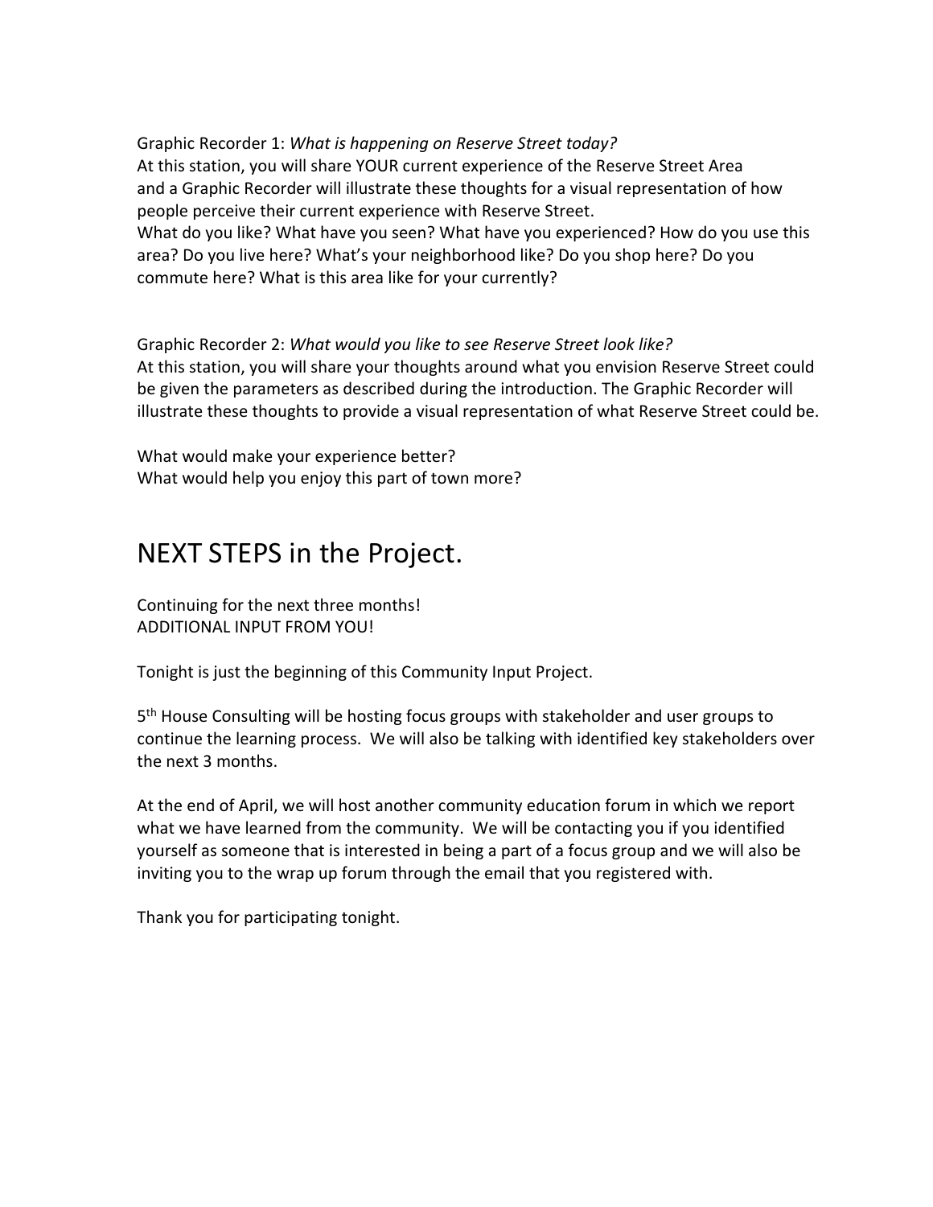Graphic Recorder 1: *What is happening on Reserve Street today?*
At this station, you will share YOUR current experience of the Reserve Street Area and a Graphic Recorder will illustrate these thoughts for a visual representation of how people perceive their current experience with Reserve Street.
What do you like? What have you seen? What have you experienced? How do you use this area? Do you live here? What's your neighborhood like? Do you shop here? Do you commute here? What is this area like for your currently?

Graphic Recorder 2: *What would you like to see Reserve Street look like?*
At this station, you will share your thoughts around what you envision Reserve Street could be given the parameters as described during the introduction. The Graphic Recorder will illustrate these thoughts to provide a visual representation of what Reserve Street could be.

What would make your experience better?
What would help you enjoy this part of town more?

# NEXT STEPS in the Project.

Continuing for the next three months!
ADDITIONAL INPUT FROM YOU!

Tonight is just the beginning of this Community Input Project.

5th House Consulting will be hosting focus groups with stakeholder and user groups to continue the learning process. We will also be talking with identified key stakeholders over the next 3 months.

At the end of April, we will host another community education forum in which we report what we have learned from the community. We will be contacting you if you identified yourself as someone that is interested in being a part of a focus group and we will also be inviting you to the wrap up forum through the email that you registered with.

Thank you for participating tonight.